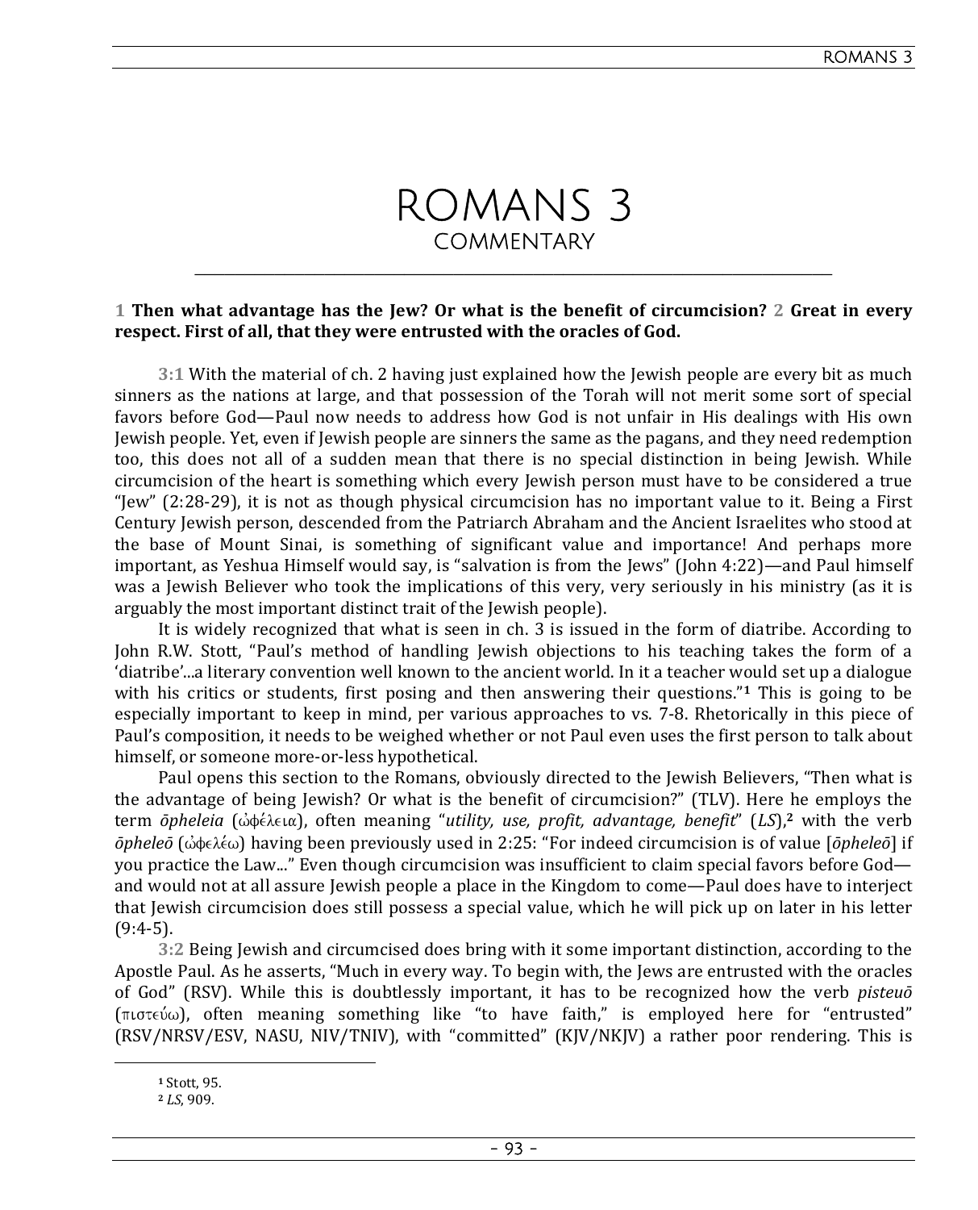# ROMANS 3
## COMMENTARY

**1 Then what advantage has the Jew? Or what is the benefit of circumcision? 2 Great in every respect. First of all, that they were entrusted with the oracles of God.**

**3:1** With the material of ch. 2 having just explained how the Jewish people are every bit as much sinners as the nations at large, and that possession of the Torah will not merit some sort of special favors before God—Paul now needs to address how God is not unfair in His dealings with His own Jewish people. Yet, even if Jewish people are sinners the same as the pagans, and they need redemption too, this does not all of a sudden mean that there is no special distinction in being Jewish. While circumcision of the heart is something which every Jewish person must have to be considered a true "Jew" (2:28-29), it is not as though physical circumcision has no important value to it. Being a First Century Jewish person, descended from the Patriarch Abraham and the Ancient Israelites who stood at the base of Mount Sinai, is something of significant value and importance! And perhaps more important, as Yeshua Himself would say, is "salvation is from the Jews" (John 4:22)—and Paul himself was a Jewish Believer who took the implications of this very, very seriously in his ministry (as it is arguably the most important distinct trait of the Jewish people).

It is widely recognized that what is seen in ch. 3 is issued in the form of diatribe. According to John R.W. Stott, "Paul's method of handling Jewish objections to his teaching takes the form of a 'diatribe'...a literary convention well known to the ancient world. In it a teacher would set up a dialogue with his critics or students, first posing and then answering their questions."[1] This is going to be especially important to keep in mind, per various approaches to vs. 7-8. Rhetorically in this piece of Paul's composition, it needs to be weighed whether or not Paul even uses the first person to talk about himself, or someone more-or-less hypothetical.

Paul opens this section to the Romans, obviously directed to the Jewish Believers, "Then what is the advantage of being Jewish? Or what is the benefit of circumcision?" (TLV). Here he employs the term *ōpheleia* (ὠφέλεια), often meaning "*utility, use, profit, advantage, benefit*" (*LS*),[2] with the verb *ōpheleō* (ὠφελέω) having been previously used in 2:25: "For indeed circumcision is of value [*ōpheleō*] if you practice the Law..." Even though circumcision was insufficient to claim special favors before God—and would not at all assure Jewish people a place in the Kingdom to come—Paul does have to interject that Jewish circumcision does still possess a special value, which he will pick up on later in his letter (9:4-5).

**3:2** Being Jewish and circumcised does bring with it some important distinction, according to the Apostle Paul. As he asserts, "Much in every way. To begin with, the Jews are entrusted with the oracles of God" (RSV). While this is doubtlessly important, it has to be recognized how the verb *pisteuō* (πιστεύω), often meaning something like "to have faith," is employed here for "entrusted" (RSV/NRSV/ESV, NASU, NIV/TNIV), with "committed" (KJV/NKJV) a rather poor rendering. This is

---

[1] Stott, 95.

[2] *LS*, 909.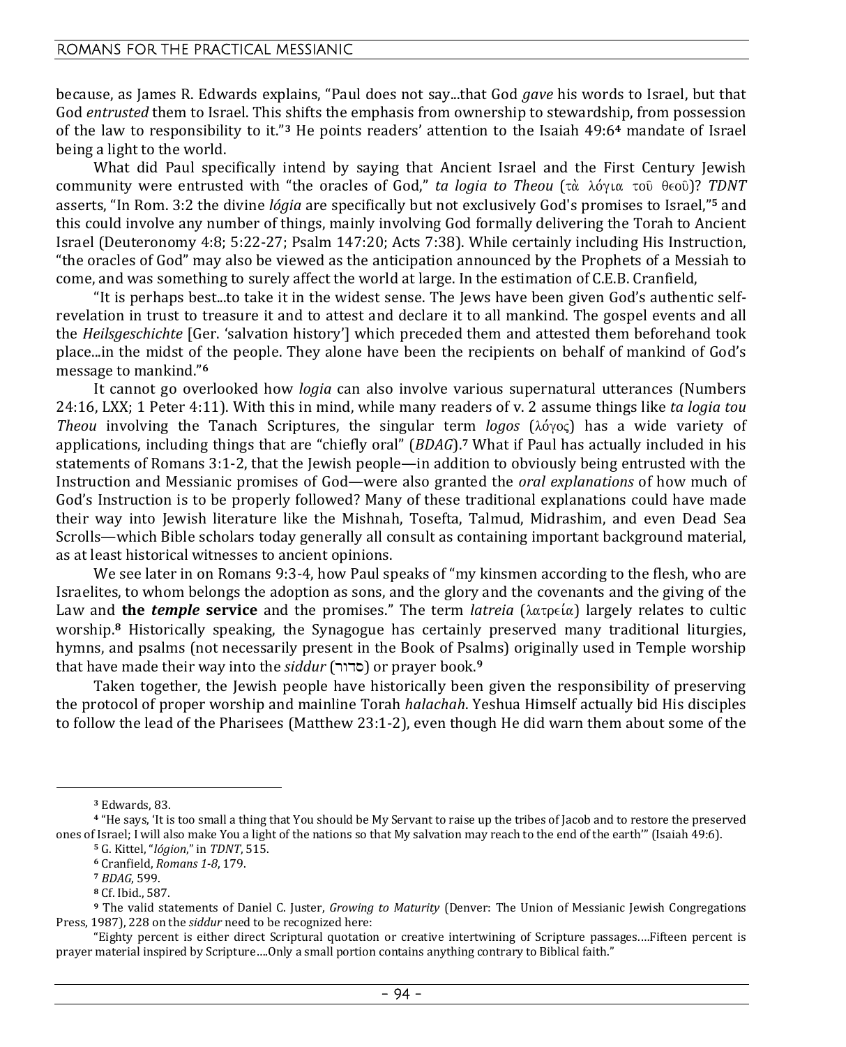because, as James R. Edwards explains, "Paul does not say...that God *gave* his words to Israel, but that God *entrusted* them to Israel. This shifts the emphasis from ownership to stewardship, from possession of the law to responsibility to it."[3] He points readers' attention to the Isaiah 49:6[4] mandate of Israel being a light to the world.

What did Paul specifically intend by saying that Ancient Israel and the First Century Jewish community were entrusted with "the oracles of God," *ta logia to Theou* (τὰ λόγια τοῦ θεοῦ)? *TDNT* asserts, "In Rom. 3:2 the divine *lógia* are specifically but not exclusively God's promises to Israel,"[5] and this could involve any number of things, mainly involving God formally delivering the Torah to Ancient Israel (Deuteronomy 4:8; 5:22-27; Psalm 147:20; Acts 7:38). While certainly including His Instruction, "the oracles of God" may also be viewed as the anticipation announced by the Prophets of a Messiah to come, and was something to surely affect the world at large. In the estimation of C.E.B. Cranfield,

"It is perhaps best...to take it in the widest sense. The Jews have been given God's authentic self-revelation in trust to treasure it and to attest and declare it to all mankind. The gospel events and all the *Heilsgeschichte* [Ger. 'salvation history'] which preceded them and attested them beforehand took place...in the midst of the people. They alone have been the recipients on behalf of mankind of God's message to mankind."[6]

It cannot go overlooked how *logia* can also involve various supernatural utterances (Numbers 24:16, LXX; 1 Peter 4:11). With this in mind, while many readers of v. 2 assume things like *ta logia tou Theou* involving the Tanach Scriptures, the singular term *logos* (λόγος) has a wide variety of applications, including things that are "chiefly oral" (*BDAG*).[7] What if Paul has actually included in his statements of Romans 3:1-2, that the Jewish people—in addition to obviously being entrusted with the Instruction and Messianic promises of God—were also granted the *oral explanations* of how much of God's Instruction is to be properly followed? Many of these traditional explanations could have made their way into Jewish literature like the Mishnah, Tosefta, Talmud, Midrashim, and even Dead Sea Scrolls—which Bible scholars today generally all consult as containing important background material, as at least historical witnesses to ancient opinions.

We see later in on Romans 9:3-4, how Paul speaks of "my kinsmen according to the flesh, who are Israelites, to whom belongs the adoption as sons, and the glory and the covenants and the giving of the Law and **the *temple* service** and the promises." The term *latreia* (λατρεία) largely relates to cultic worship.[8] Historically speaking, the Synagogue has certainly preserved many traditional liturgies, hymns, and psalms (not necessarily present in the Book of Psalms) originally used in Temple worship that have made their way into the *siddur* (סדור) or prayer book.[9]

Taken together, the Jewish people have historically been given the responsibility of preserving the protocol of proper worship and mainline Torah *halachah*. Yeshua Himself actually bid His disciples to follow the lead of the Pharisees (Matthew 23:1-2), even though He did warn them about some of the

---

[3] Edwards, 83.

[4] "He says, 'It is too small a thing that You should be My Servant to raise up the tribes of Jacob and to restore the preserved ones of Israel; I will also make You a light of the nations so that My salvation may reach to the end of the earth'" (Isaiah 49:6).

[5] G. Kittel, "*lógion*," in *TDNT*, 515.

[6] Cranfield, *Romans 1-8*, 179.

[7] *BDAG*, 599.

[8] Cf. Ibid., 587.

[9] The valid statements of Daniel C. Juster, *Growing to Maturity* (Denver: The Union of Messianic Jewish Congregations Press, 1987), 228 on the *siddur* need to be recognized here:

"Eighty percent is either direct Scriptural quotation or creative intertwining of Scripture passages....Fifteen percent is prayer material inspired by Scripture....Only a small portion contains anything contrary to Biblical faith."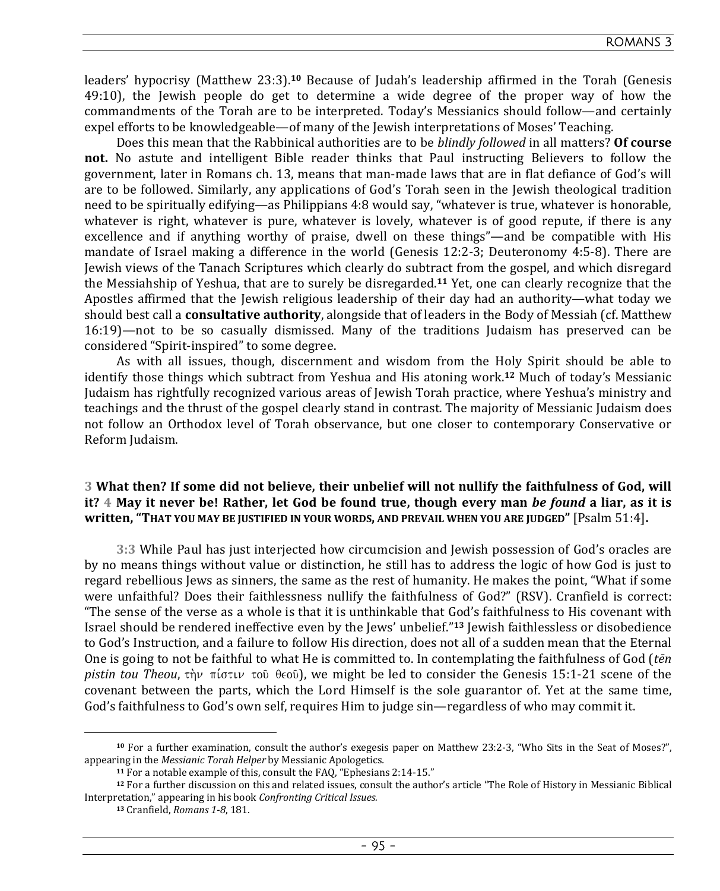leaders' hypocrisy (Matthew 23:3).[10] Because of Judah's leadership affirmed in the Torah (Genesis 49:10), the Jewish people do get to determine a wide degree of the proper way of how the commandments of the Torah are to be interpreted. Today's Messianics should follow—and certainly expel efforts to be knowledgeable—of many of the Jewish interpretations of Moses' Teaching.

Does this mean that the Rabbinical authorities are to be *blindly followed* in all matters? **Of course not.** No astute and intelligent Bible reader thinks that Paul instructing Believers to follow the government, later in Romans ch. 13, means that man-made laws that are in flat defiance of God's will are to be followed. Similarly, any applications of God's Torah seen in the Jewish theological tradition need to be spiritually edifying—as Philippians 4:8 would say, "whatever is true, whatever is honorable, whatever is right, whatever is pure, whatever is lovely, whatever is of good repute, if there is any excellence and if anything worthy of praise, dwell on these things"—and be compatible with His mandate of Israel making a difference in the world (Genesis 12:2-3; Deuteronomy 4:5-8). There are Jewish views of the Tanach Scriptures which clearly do subtract from the gospel, and which disregard the Messiahship of Yeshua, that are to surely be disregarded.[11] Yet, one can clearly recognize that the Apostles affirmed that the Jewish religious leadership of their day had an authority—what today we should best call a **consultative authority**, alongside that of leaders in the Body of Messiah (cf. Matthew 16:19)—not to be so casually dismissed. Many of the traditions Judaism has preserved can be considered "Spirit-inspired" to some degree.

As with all issues, though, discernment and wisdom from the Holy Spirit should be able to identify those things which subtract from Yeshua and His atoning work.[12] Much of today's Messianic Judaism has rightfully recognized various areas of Jewish Torah practice, where Yeshua's ministry and teachings and the thrust of the gospel clearly stand in contrast. The majority of Messianic Judaism does not follow an Orthodox level of Torah observance, but one closer to contemporary Conservative or Reform Judaism.

**3 What then? If some did not believe, their unbelief will not nullify the faithfulness of God, will it? 4 May it never be! Rather, let God be found true, though every man *be found* a liar, as it is written, "THAT YOU MAY BE JUSTIFIED IN YOUR WORDS, AND PREVAIL WHEN YOU ARE JUDGED"** [Psalm 51:4]**.**

**3:3** While Paul has just interjected how circumcision and Jewish possession of God's oracles are by no means things without value or distinction, he still has to address the logic of how God is just to regard rebellious Jews as sinners, the same as the rest of humanity. He makes the point, "What if some were unfaithful? Does their faithlessness nullify the faithfulness of God?" (RSV). Cranfield is correct: "The sense of the verse as a whole is that it is unthinkable that God's faithfulness to His covenant with Israel should be rendered ineffective even by the Jews' unbelief."[13] Jewish faithlessless or disobedience to God's Instruction, and a failure to follow His direction, does not all of a sudden mean that the Eternal One is going to not be faithful to what He is committed to. In contemplating the faithfulness of God (*tēn pistin tou Theou*, τὴν πίστιν τοῦ θεοῦ), we might be led to consider the Genesis 15:1-21 scene of the covenant between the parts, which the Lord Himself is the sole guarantor of. Yet at the same time, God's faithfulness to God's own self, requires Him to judge sin—regardless of who may commit it.

---

[10] For a further examination, consult the author's exegesis paper on Matthew 23:2-3, "Who Sits in the Seat of Moses?", appearing in the *Messianic Torah Helper* by Messianic Apologetics.

[11] For a notable example of this, consult the FAQ, "Ephesians 2:14-15."

[12] For a further discussion on this and related issues, consult the author's article "The Role of History in Messianic Biblical Interpretation," appearing in his book *Confronting Critical Issues.*

[13] Cranfield, *Romans 1-8*, 181.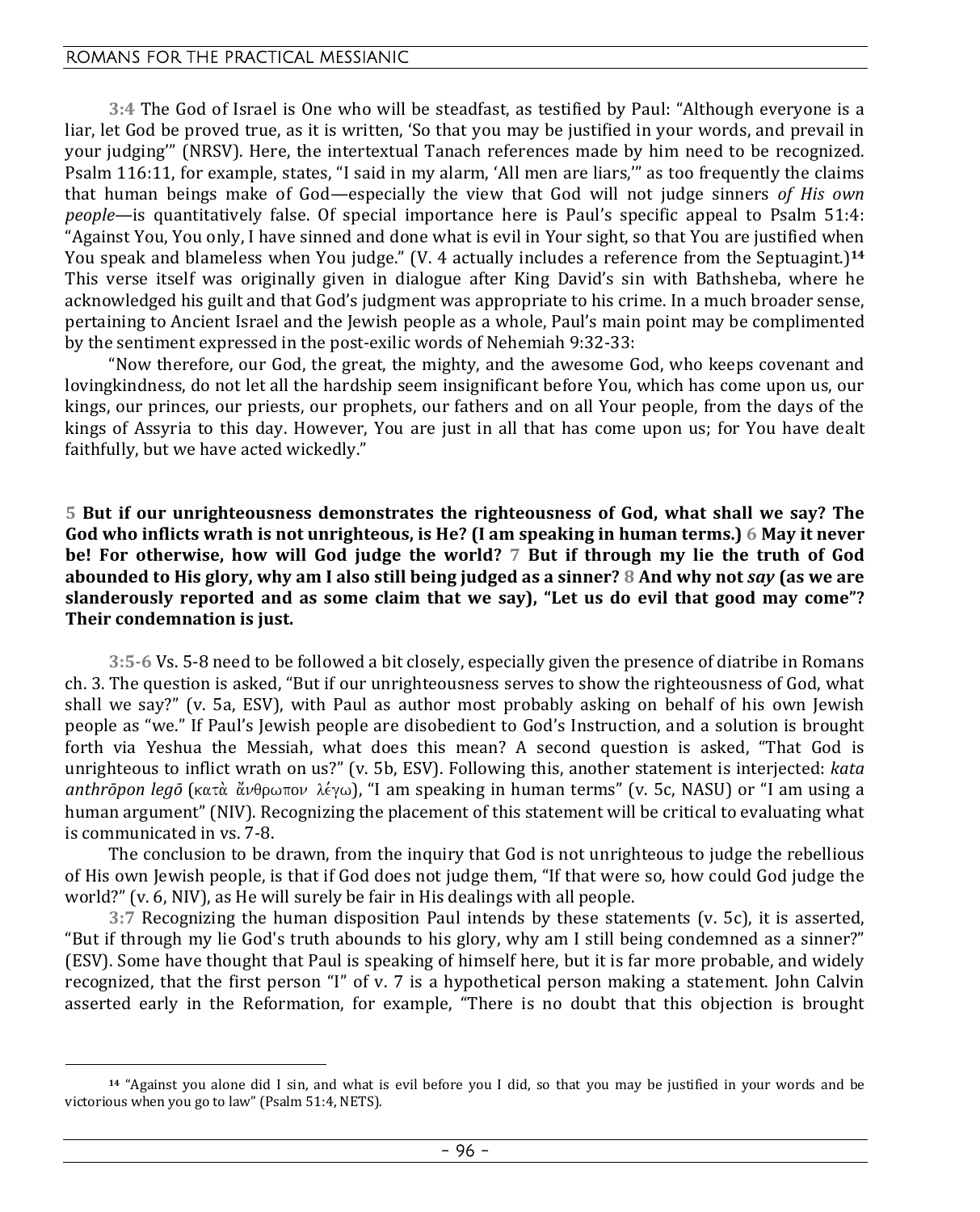**3:4** The God of Israel is One who will be steadfast, as testified by Paul: "Although everyone is a liar, let God be proved true, as it is written, 'So that you may be justified in your words, and prevail in your judging'" (NRSV). Here, the intertextual Tanach references made by him need to be recognized. Psalm 116:11, for example, states, "I said in my alarm, 'All men are liars,'" as too frequently the claims that human beings make of God—especially the view that God will not judge sinners *of His own people*—is quantitatively false. Of special importance here is Paul's specific appeal to Psalm 51:4: "Against You, You only, I have sinned and done what is evil in Your sight, so that You are justified when You speak and blameless when You judge." (V. 4 actually includes a reference from the Septuagint.)[14] This verse itself was originally given in dialogue after King David's sin with Bathsheba, where he acknowledged his guilt and that God's judgment was appropriate to his crime. In a much broader sense, pertaining to Ancient Israel and the Jewish people as a whole, Paul's main point may be complimented by the sentiment expressed in the post-exilic words of Nehemiah 9:32-33:

"Now therefore, our God, the great, the mighty, and the awesome God, who keeps covenant and lovingkindness, do not let all the hardship seem insignificant before You, which has come upon us, our kings, our princes, our priests, our prophets, our fathers and on all Your people, from the days of the kings of Assyria to this day. However, You are just in all that has come upon us; for You have dealt faithfully, but we have acted wickedly."

**5 But if our unrighteousness demonstrates the righteousness of God, what shall we say? The God who inflicts wrath is not unrighteous, is He? (I am speaking in human terms.) 6 May it never be! For otherwise, how will God judge the world? 7 But if through my lie the truth of God abounded to His glory, why am I also still being judged as a sinner? 8 And why not *say* (as we are slanderously reported and as some claim that we say), "Let us do evil that good may come"? Their condemnation is just.**

**3:5-6** Vs. 5-8 need to be followed a bit closely, especially given the presence of diatribe in Romans ch. 3. The question is asked, "But if our unrighteousness serves to show the righteousness of God, what shall we say?" (v. 5a, ESV), with Paul as author most probably asking on behalf of his own Jewish people as "we." If Paul's Jewish people are disobedient to God's Instruction, and a solution is brought forth via Yeshua the Messiah, what does this mean? A second question is asked, "That God is unrighteous to inflict wrath on us?" (v. 5b, ESV). Following this, another statement is interjected: *kata anthrōpon legō* (κατὰ ἄνθρωπον λέγω), "I am speaking in human terms" (v. 5c, NASU) or "I am using a human argument" (NIV). Recognizing the placement of this statement will be critical to evaluating what is communicated in vs. 7-8.

The conclusion to be drawn, from the inquiry that God is not unrighteous to judge the rebellious of His own Jewish people, is that if God does not judge them, "If that were so, how could God judge the world?" (v. 6, NIV), as He will surely be fair in His dealings with all people.

**3:7** Recognizing the human disposition Paul intends by these statements (v. 5c), it is asserted, "But if through my lie God's truth abounds to his glory, why am I still being condemned as a sinner?" (ESV). Some have thought that Paul is speaking of himself here, but it is far more probable, and widely recognized, that the first person "I" of v. 7 is a hypothetical person making a statement. John Calvin asserted early in the Reformation, for example, "There is no doubt that this objection is brought

---

[14] "Against you alone did I sin, and what is evil before you I did, so that you may be justified in your words and be victorious when you go to law" (Psalm 51:4, NETS).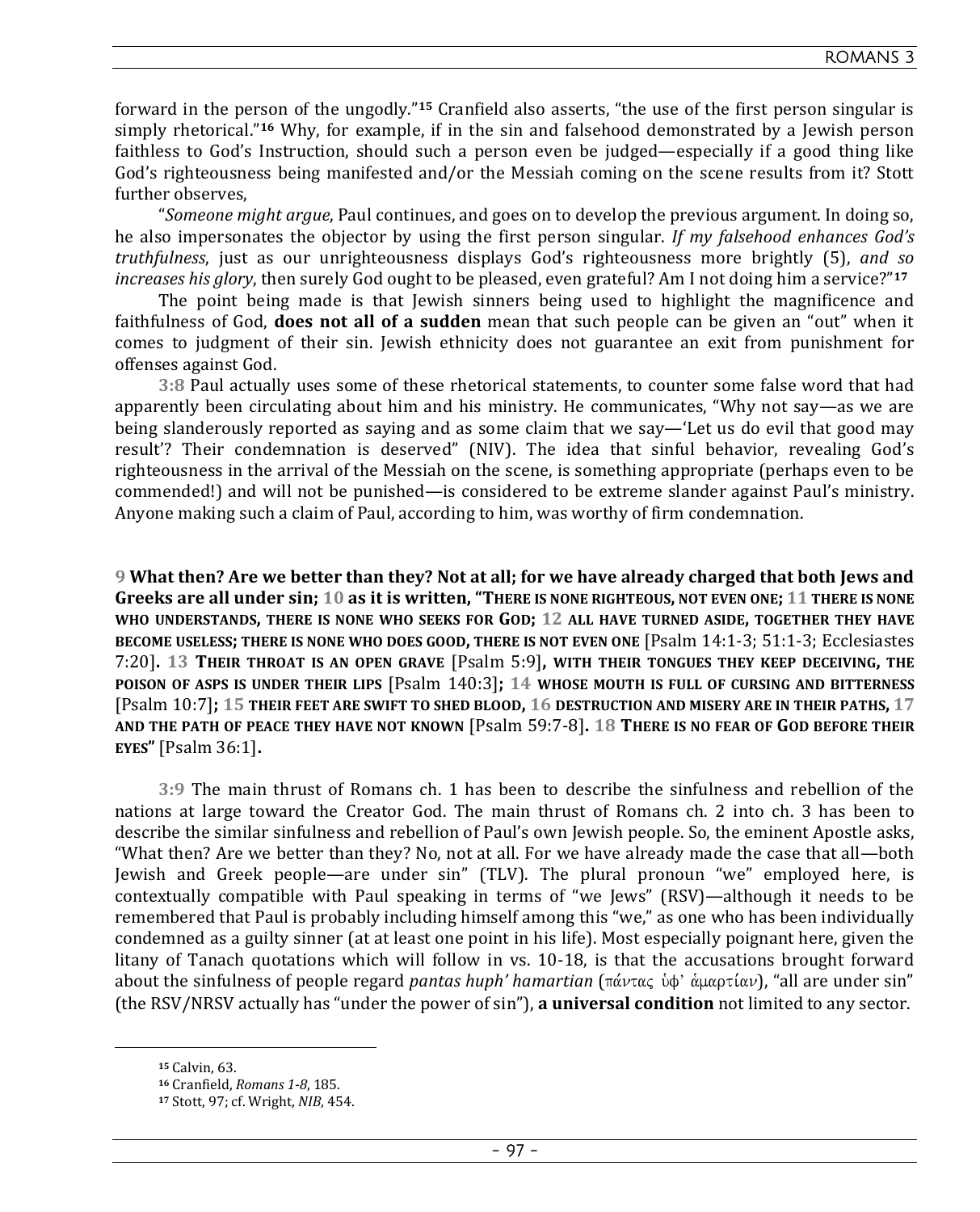forward in the person of the ungodly."[15] Cranfield also asserts, "the use of the first person singular is simply rhetorical."[16] Why, for example, if in the sin and falsehood demonstrated by a Jewish person faithless to God's Instruction, should such a person even be judged—especially if a good thing like God's righteousness being manifested and/or the Messiah coming on the scene results from it? Stott further observes,

"*Someone might argue*, Paul continues, and goes on to develop the previous argument. In doing so, he also impersonates the objector by using the first person singular. *If my falsehood enhances God's truthfulness*, just as our unrighteousness displays God's righteousness more brightly (5), *and so increases his glory*, then surely God ought to be pleased, even grateful? Am I not doing him a service?"[17]

The point being made is that Jewish sinners being used to highlight the magnificence and faithfulness of God, **does not all of a sudden** mean that such people can be given an "out" when it comes to judgment of their sin. Jewish ethnicity does not guarantee an exit from punishment for offenses against God.

3:8 Paul actually uses some of these rhetorical statements, to counter some false word that had apparently been circulating about him and his ministry. He communicates, "Why not say—as we are being slanderously reported as saying and as some claim that we say—'Let us do evil that good may result'? Their condemnation is deserved" (NIV). The idea that sinful behavior, revealing God's righteousness in the arrival of the Messiah on the scene, is something appropriate (perhaps even to be commended!) and will not be punished—is considered to be extreme slander against Paul's ministry. Anyone making such a claim of Paul, according to him, was worthy of firm condemnation.

**9 What then? Are we better than they? Not at all; for we have already charged that both Jews and Greeks are all under sin; 10 as it is written, "THERE IS NONE RIGHTEOUS, NOT EVEN ONE; 11 THERE IS NONE WHO UNDERSTANDS, THERE IS NONE WHO SEEKS FOR GOD; 12 ALL HAVE TURNED ASIDE, TOGETHER THEY HAVE BECOME USELESS; THERE IS NONE WHO DOES GOOD, THERE IS NOT EVEN ONE** [Psalm 14:1-3; 51:1-3; Ecclesiastes 7:20]**. 13 THEIR THROAT IS AN OPEN GRAVE** [Psalm 5:9]**, WITH THEIR TONGUES THEY KEEP DECEIVING, THE POISON OF ASPS IS UNDER THEIR LIPS** [Psalm 140:3]**; 14 WHOSE MOUTH IS FULL OF CURSING AND BITTERNESS** [Psalm 10:7]**; 15 THEIR FEET ARE SWIFT TO SHED BLOOD, 16 DESTRUCTION AND MISERY ARE IN THEIR PATHS, 17 AND THE PATH OF PEACE THEY HAVE NOT KNOWN** [Psalm 59:7-8]**. 18 THERE IS NO FEAR OF GOD BEFORE THEIR EYES"** [Psalm 36:1]**.**

3:9 The main thrust of Romans ch. 1 has been to describe the sinfulness and rebellion of the nations at large toward the Creator God. The main thrust of Romans ch. 2 into ch. 3 has been to describe the similar sinfulness and rebellion of Paul's own Jewish people. So, the eminent Apostle asks, "What then? Are we better than they? No, not at all. For we have already made the case that all—both Jewish and Greek people—are under sin" (TLV). The plural pronoun "we" employed here, is contextually compatible with Paul speaking in terms of "we Jews" (RSV)—although it needs to be remembered that Paul is probably including himself among this "we," as one who has been individually condemned as a guilty sinner (at at least one point in his life). Most especially poignant here, given the litany of Tanach quotations which will follow in vs. 10-18, is that the accusations brought forward about the sinfulness of people regard *pantas huph' hamartian* (πάντας ὑφ' ἁμαρτίαν), "all are under sin" (the RSV/NRSV actually has "under the power of sin"), **a universal condition** not limited to any sector.

[15] Calvin, 63.
[16] Cranfield, *Romans 1-8*, 185.
[17] Stott, 97; cf. Wright, *NIB*, 454.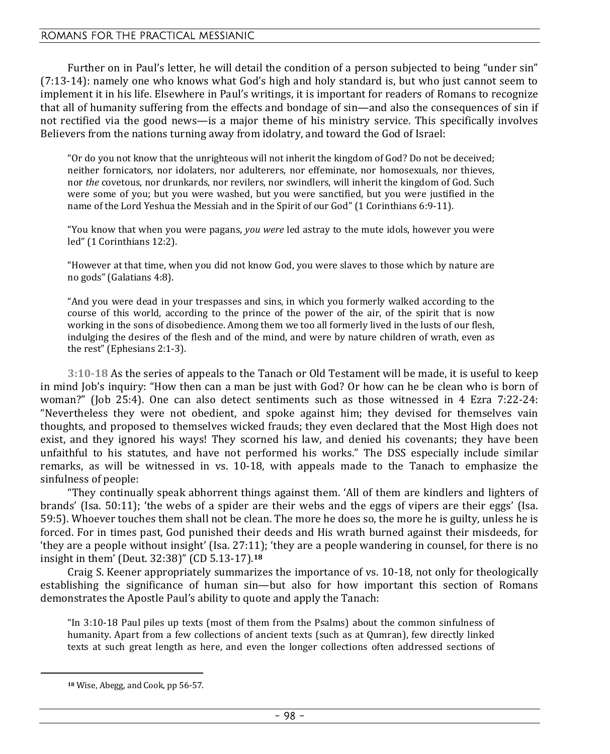Further on in Paul's letter, he will detail the condition of a person subjected to being "under sin" (7:13-14): namely one who knows what God's high and holy standard is, but who just cannot seem to implement it in his life. Elsewhere in Paul's writings, it is important for readers of Romans to recognize that all of humanity suffering from the effects and bondage of sin—and also the consequences of sin if not rectified via the good news—is a major theme of his ministry service. This specifically involves Believers from the nations turning away from idolatry, and toward the God of Israel:

> "Or do you not know that the unrighteous will not inherit the kingdom of God? Do not be deceived; neither fornicators, nor idolaters, nor adulterers, nor effeminate, nor homosexuals, nor thieves, nor *the* covetous, nor drunkards, nor revilers, nor swindlers, will inherit the kingdom of God. Such were some of you; but you were washed, but you were sanctified, but you were justified in the name of the Lord Yeshua the Messiah and in the Spirit of our God" (1 Corinthians 6:9-11).
>
> "You know that when you were pagans, *you were* led astray to the mute idols, however you were led" (1 Corinthians 12:2).
>
> "However at that time, when you did not know God, you were slaves to those which by nature are no gods" (Galatians 4:8).
>
> "And you were dead in your trespasses and sins, in which you formerly walked according to the course of this world, according to the prince of the power of the air, of the spirit that is now working in the sons of disobedience. Among them we too all formerly lived in the lusts of our flesh, indulging the desires of the flesh and of the mind, and were by nature children of wrath, even as the rest" (Ephesians 2:1-3).

**3:10-18** As the series of appeals to the Tanach or Old Testament will be made, it is useful to keep in mind Job's inquiry: "How then can a man be just with God? Or how can he be clean who is born of woman?" (Job 25:4). One can also detect sentiments such as those witnessed in 4 Ezra 7:22-24: "Nevertheless they were not obedient, and spoke against him; they devised for themselves vain thoughts, and proposed to themselves wicked frauds; they even declared that the Most High does not exist, and they ignored his ways! They scorned his law, and denied his covenants; they have been unfaithful to his statutes, and have not performed his works." The DSS especially include similar remarks, as will be witnessed in vs. 10-18, with appeals made to the Tanach to emphasize the sinfulness of people:

"They continually speak abhorrent things against them. 'All of them are kindlers and lighters of brands' (Isa. 50:11); 'the webs of a spider are their webs and the eggs of vipers are their eggs' (Isa. 59:5). Whoever touches them shall not be clean. The more he does so, the more he is guilty, unless he is forced. For in times past, God punished their deeds and His wrath burned against their misdeeds, for 'they are a people without insight' (Isa. 27:11); 'they are a people wandering in counsel, for there is no insight in them' (Deut. 32:38)" (CD 5.13-17).[18]

Craig S. Keener appropriately summarizes the importance of vs. 10-18, not only for theologically establishing the significance of human sin—but also for how important this section of Romans demonstrates the Apostle Paul's ability to quote and apply the Tanach:

> "In 3:10-18 Paul piles up texts (most of them from the Psalms) about the common sinfulness of humanity. Apart from a few collections of ancient texts (such as at Qumran), few directly linked texts at such great length as here, and even the longer collections often addressed sections of

---

[18] Wise, Abegg, and Cook, pp 56-57.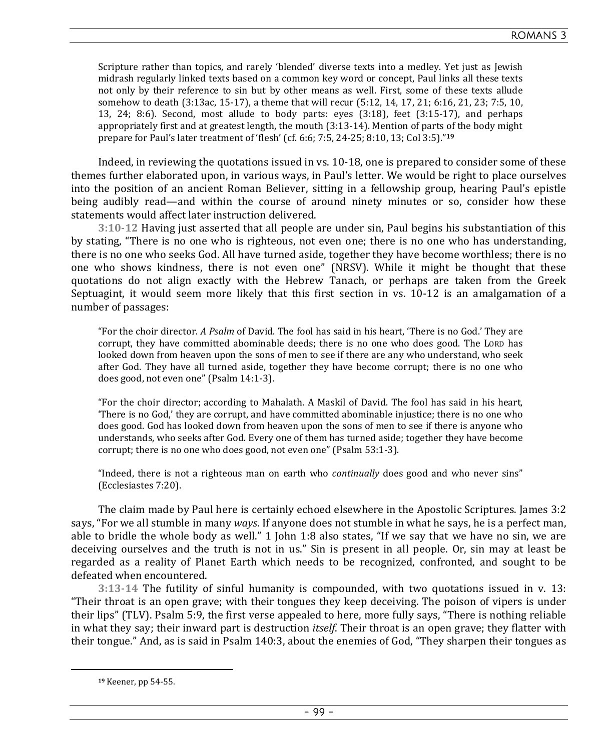> Scripture rather than topics, and rarely 'blended' diverse texts into a medley. Yet just as Jewish midrash regularly linked texts based on a common key word or concept, Paul links all these texts not only by their reference to sin but by other means as well. First, some of these texts allude somehow to death (3:13ac, 15-17), a theme that will recur (5:12, 14, 17, 21; 6:16, 21, 23; 7:5, 10, 13, 24; 8:6). Second, most allude to body parts: eyes (3:18), feet (3:15-17), and perhaps appropriately first and at greatest length, the mouth (3:13-14). Mention of parts of the body might prepare for Paul's later treatment of 'flesh' (cf. 6:6; 7:5, 24-25; 8:10, 13; Col 3:5)."[19]

Indeed, in reviewing the quotations issued in vs. 10-18, one is prepared to consider some of these themes further elaborated upon, in various ways, in Paul's letter. We would be right to place ourselves into the position of an ancient Roman Believer, sitting in a fellowship group, hearing Paul's epistle being audibly read—and within the course of around ninety minutes or so, consider how these statements would affect later instruction delivered.

**3:10-12** Having just asserted that all people are under sin, Paul begins his substantiation of this by stating, "There is no one who is righteous, not even one; there is no one who has understanding, there is no one who seeks God. All have turned aside, together they have become worthless; there is no one who shows kindness, there is not even one" (NRSV). While it might be thought that these quotations do not align exactly with the Hebrew Tanach, or perhaps are taken from the Greek Septuagint, it would seem more likely that this first section in vs. 10-12 is an amalgamation of a number of passages:

> "For the choir director. *A Psalm* of David. The fool has said in his heart, 'There is no God.' They are corrupt, they have committed abominable deeds; there is no one who does good. The LORD has looked down from heaven upon the sons of men to see if there are any who understand, who seek after God. They have all turned aside, together they have become corrupt; there is no one who does good, not even one" (Psalm 14:1-3).

> "For the choir director; according to Mahalath. A Maskil of David. The fool has said in his heart, 'There is no God,' they are corrupt, and have committed abominable injustice; there is no one who does good. God has looked down from heaven upon the sons of men to see if there is anyone who understands, who seeks after God. Every one of them has turned aside; together they have become corrupt; there is no one who does good, not even one" (Psalm 53:1-3).

> "Indeed, there is not a righteous man on earth who *continually* does good and who never sins" (Ecclesiastes 7:20).

The claim made by Paul here is certainly echoed elsewhere in the Apostolic Scriptures. James 3:2 says, "For we all stumble in many *ways*. If anyone does not stumble in what he says, he is a perfect man, able to bridle the whole body as well." 1 John 1:8 also states, "If we say that we have no sin, we are deceiving ourselves and the truth is not in us." Sin is present in all people. Or, sin may at least be regarded as a reality of Planet Earth which needs to be recognized, confronted, and sought to be defeated when encountered.

**3:13-14** The futility of sinful humanity is compounded, with two quotations issued in v. 13: "Their throat is an open grave; with their tongues they keep deceiving. The poison of vipers is under their lips" (TLV). Psalm 5:9, the first verse appealed to here, more fully says, "There is nothing reliable in what they say; their inward part is destruction *itself*. Their throat is an open grave; they flatter with their tongue." And, as is said in Psalm 140:3, about the enemies of God, "They sharpen their tongues as

---

[19] Keener, pp 54-55.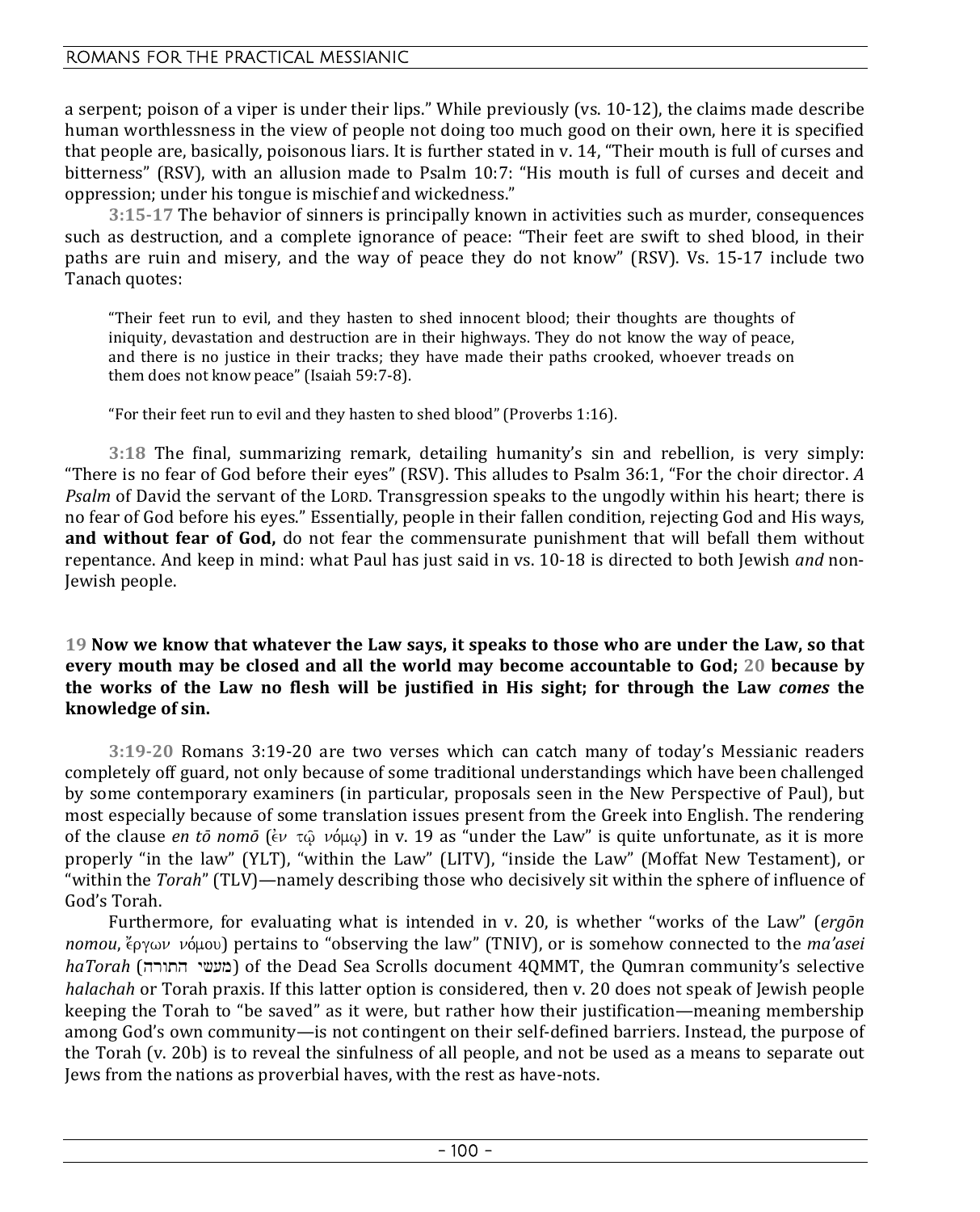a serpent; poison of a viper is under their lips." While previously (vs. 10-12), the claims made describe human worthlessness in the view of people not doing too much good on their own, here it is specified that people are, basically, poisonous liars. It is further stated in v. 14, "Their mouth is full of curses and bitterness" (RSV), with an allusion made to Psalm 10:7: "His mouth is full of curses and deceit and oppression; under his tongue is mischief and wickedness."

**3:15-17** The behavior of sinners is principally known in activities such as murder, consequences such as destruction, and a complete ignorance of peace: "Their feet are swift to shed blood, in their paths are ruin and misery, and the way of peace they do not know" (RSV). Vs. 15-17 include two Tanach quotes:

> "Their feet run to evil, and they hasten to shed innocent blood; their thoughts are thoughts of iniquity, devastation and destruction are in their highways. They do not know the way of peace, and there is no justice in their tracks; they have made their paths crooked, whoever treads on them does not know peace" (Isaiah 59:7-8).

> "For their feet run to evil and they hasten to shed blood" (Proverbs 1:16).

**3:18** The final, summarizing remark, detailing humanity's sin and rebellion, is very simply: "There is no fear of God before their eyes" (RSV). This alludes to Psalm 36:1, "For the choir director. *A Psalm* of David the servant of the LORD. Transgression speaks to the ungodly within his heart; there is no fear of God before his eyes." Essentially, people in their fallen condition, rejecting God and His ways, **and without fear of God,** do not fear the commensurate punishment that will befall them without repentance. And keep in mind: what Paul has just said in vs. 10-18 is directed to both Jewish *and* non-Jewish people.

**19 Now we know that whatever the Law says, it speaks to those who are under the Law, so that every mouth may be closed and all the world may become accountable to God; 20 because by the works of the Law no flesh will be justified in His sight; for through the Law *comes* the knowledge of sin.**

**3:19-20** Romans 3:19-20 are two verses which can catch many of today's Messianic readers completely off guard, not only because of some traditional understandings which have been challenged by some contemporary examiners (in particular, proposals seen in the New Perspective of Paul), but most especially because of some translation issues present from the Greek into English. The rendering of the clause *en tō nomō* (ἐν τῷ νόμῳ) in v. 19 as "under the Law" is quite unfortunate, as it is more properly "in the law" (YLT), "within the Law" (LITV), "inside the Law" (Moffat New Testament), or "within the *Torah*" (TLV)—namely describing those who decisively sit within the sphere of influence of God's Torah.

Furthermore, for evaluating what is intended in v. 20, is whether "works of the Law" (*ergōn nomou*, ἔργων νόμου) pertains to "observing the law" (TNIV), or is somehow connected to the *ma'asei haTorah* (מעשי התורה) of the Dead Sea Scrolls document 4QMMT, the Qumran community's selective *halachah* or Torah praxis. If this latter option is considered, then v. 20 does not speak of Jewish people keeping the Torah to "be saved" as it were, but rather how their justification—meaning membership among God's own community—is not contingent on their self-defined barriers. Instead, the purpose of the Torah (v. 20b) is to reveal the sinfulness of all people, and not be used as a means to separate out Jews from the nations as proverbial haves, with the rest as have-nots.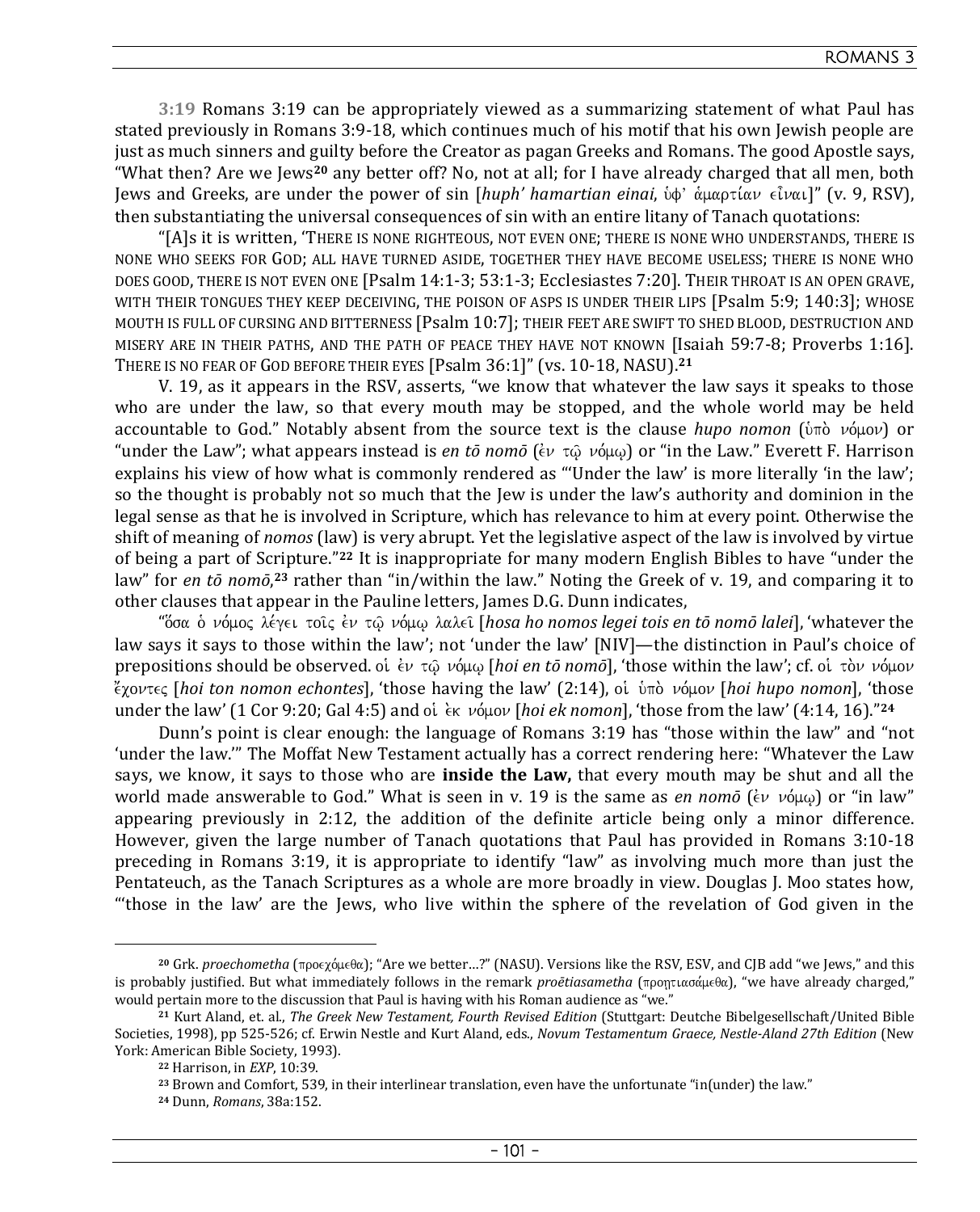**3:19** Romans 3:19 can be appropriately viewed as a summarizing statement of what Paul has stated previously in Romans 3:9-18, which continues much of his motif that his own Jewish people are just as much sinners and guilty before the Creator as pagan Greeks and Romans. The good Apostle says, "What then? Are we Jews[20] any better off? No, not at all; for I have already charged that all men, both Jews and Greeks, are under the power of sin [*huph' hamartian einai*, ὑφ' ἁμαρτίαν εἶναι]" (v. 9, RSV), then substantiating the universal consequences of sin with an entire litany of Tanach quotations:

"[A]s it is written, 'THERE IS NONE RIGHTEOUS, NOT EVEN ONE; THERE IS NONE WHO UNDERSTANDS, THERE IS NONE WHO SEEKS FOR GOD; ALL HAVE TURNED ASIDE, TOGETHER THEY HAVE BECOME USELESS; THERE IS NONE WHO DOES GOOD, THERE IS NOT EVEN ONE [Psalm 14:1-3; 53:1-3; Ecclesiastes 7:20]. THEIR THROAT IS AN OPEN GRAVE, WITH THEIR TONGUES THEY KEEP DECEIVING, THE POISON OF ASPS IS UNDER THEIR LIPS [Psalm 5:9; 140:3]; WHOSE MOUTH IS FULL OF CURSING AND BITTERNESS [Psalm 10:7]; THEIR FEET ARE SWIFT TO SHED BLOOD, DESTRUCTION AND MISERY ARE IN THEIR PATHS, AND THE PATH OF PEACE THEY HAVE NOT KNOWN [Isaiah 59:7-8; Proverbs 1:16]. THERE IS NO FEAR OF GOD BEFORE THEIR EYES [Psalm 36:1]" (vs. 10-18, NASU).[21]

V. 19, as it appears in the RSV, asserts, "we know that whatever the law says it speaks to those who are under the law, so that every mouth may be stopped, and the whole world may be held accountable to God." Notably absent from the source text is the clause *hupo nomon* (ὑπὸ νόμον) or "under the Law"; what appears instead is *en tō nomō* (ἐν τῷ νόμῳ) or "in the Law." Everett F. Harrison explains his view of how what is commonly rendered as "'Under the law' is more literally 'in the law'; so the thought is probably not so much that the Jew is under the law's authority and dominion in the legal sense as that he is involved in Scripture, which has relevance to him at every point. Otherwise the shift of meaning of *nomos* (law) is very abrupt. Yet the legislative aspect of the law is involved by virtue of being a part of Scripture."[22] It is inappropriate for many modern English Bibles to have "under the law" for *en tō nomō*,[23] rather than "in/within the law." Noting the Greek of v. 19, and comparing it to other clauses that appear in the Pauline letters, James D.G. Dunn indicates,

"ὅσα ὁ νόμος λέγει τοῖς ἐν τῷ νόμῳ λαλεῖ [*hosa ho nomos legei tois en tō nomō lalei*], 'whatever the law says it says to those within the law'; not 'under the law' [NIV]—the distinction in Paul's choice of prepositions should be observed. οἱ ἐν τῷ νόμῳ [*hoi en tō nomō*], 'those within the law'; cf. οἱ τὸν νόμον ἔχοντες [*hoi ton nomon echontes*], 'those having the law' (2:14), οἱ ὑπὸ νόμον [*hoi hupo nomon*], 'those under the law' (1 Cor 9:20; Gal 4:5) and οἱ ἐκ νόμου [*hoi ek nomon*], 'those from the law' (4:14, 16)."[24]

Dunn's point is clear enough: the language of Romans 3:19 has "those within the law" and "not 'under the law.'" The Moffat New Testament actually has a correct rendering here: "Whatever the Law says, we know, it says to those who are **inside the Law,** that every mouth may be shut and all the world made answerable to God." What is seen in v. 19 is the same as *en nomō* (ἐν νόμῳ) or "in law" appearing previously in 2:12, the addition of the definite article being only a minor difference. However, given the large number of Tanach quotations that Paul has provided in Romans 3:10-18 preceding in Romans 3:19, it is appropriate to identify "law" as involving much more than just the Pentateuch, as the Tanach Scriptures as a whole are more broadly in view. Douglas J. Moo states how, "'those in the law' are the Jews, who live within the sphere of the revelation of God given in the

---

[20] Grk. *proechometha* (προεχόμεθα); "Are we better…?" (NASU). Versions like the RSV, ESV, and CJB add "we Jews," and this is probably justified. But what immediately follows in the remark *proētiasametha* (προῃτιασάμεθα), "we have already charged," would pertain more to the discussion that Paul is having with his Roman audience as "we."

[21] Kurt Aland, et. al., *The Greek New Testament, Fourth Revised Edition* (Stuttgart: Deutche Bibelgesellschaft/United Bible Societies, 1998), pp 525-526; cf. Erwin Nestle and Kurt Aland, eds., *Novum Testamentum Graece, Nestle-Aland 27th Edition* (New York: American Bible Society, 1993).

[22] Harrison, in *EXP*, 10:39.

[23] Brown and Comfort, 539, in their interlinear translation, even have the unfortunate "in(under) the law."

[24] Dunn, *Romans*, 38a:152.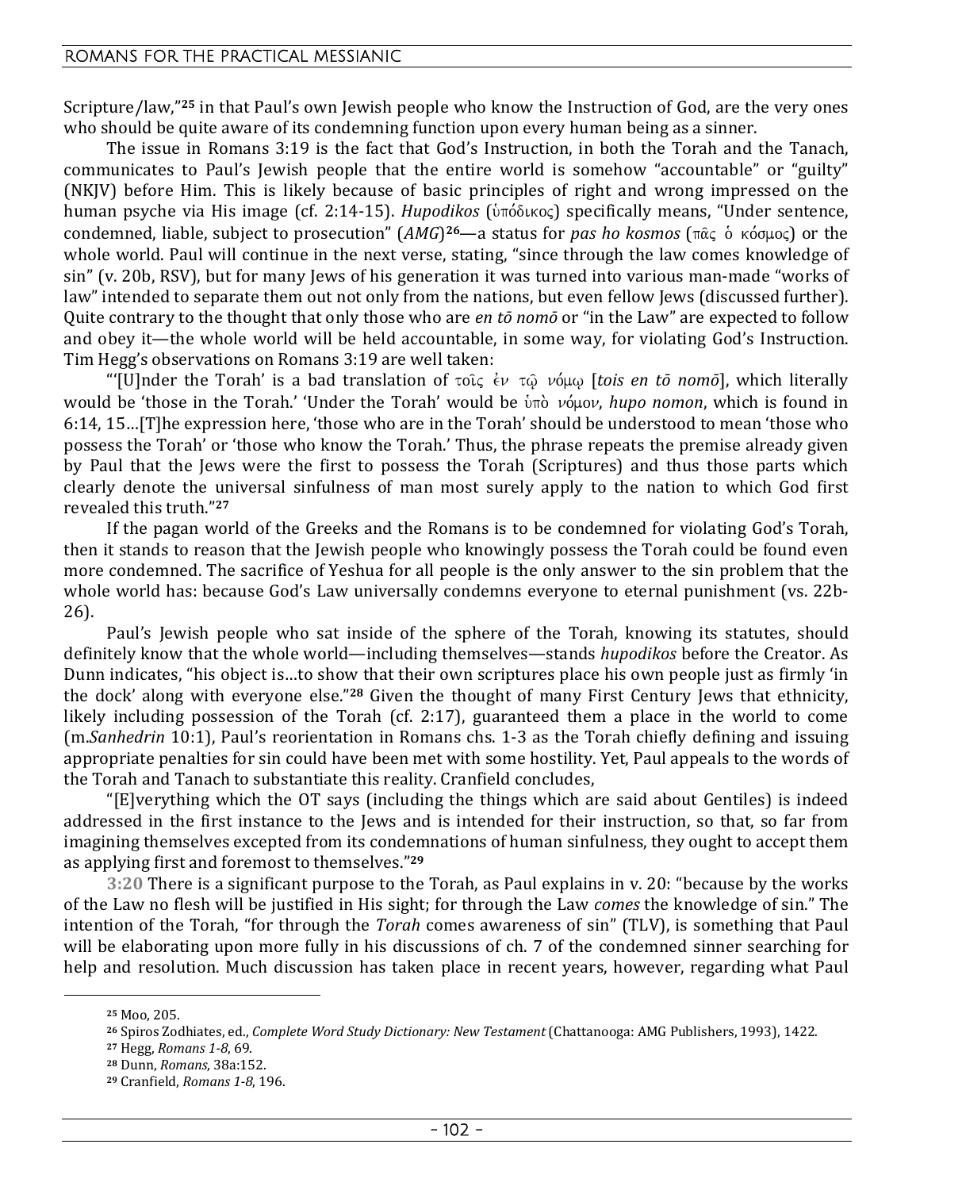Scripture/law,"[25] in that Paul's own Jewish people who know the Instruction of God, are the very ones who should be quite aware of its condemning function upon every human being as a sinner.

The issue in Romans 3:19 is the fact that God's Instruction, in both the Torah and the Tanach, communicates to Paul's Jewish people that the entire world is somehow "accountable" or "guilty" (NKJV) before Him. This is likely because of basic principles of right and wrong impressed on the human psyche via His image (cf. 2:14-15). *Hupodikos* (ὑπόδικος) specifically means, "Under sentence, condemned, liable, subject to prosecution" (*AMG*)[26]—a status for *pas ho kosmos* (πᾶς ὁ κόσμος) or the whole world. Paul will continue in the next verse, stating, "since through the law comes knowledge of sin" (v. 20b, RSV), but for many Jews of his generation it was turned into various man-made "works of law" intended to separate them out not only from the nations, but even fellow Jews (discussed further). Quite contrary to the thought that only those who are *en tō nomō* or "in the Law" are expected to follow and obey it—the whole world will be held accountable, in some way, for violating God's Instruction. Tim Hegg's observations on Romans 3:19 are well taken:

"'[U]nder the Torah' is a bad translation of τοῖς ἐν τῷ νόμῳ [*tois en tō nomō*], which literally would be 'those in the Torah.' 'Under the Torah' would be ὑπὸ νόμον, *hupo nomon*, which is found in 6:14, 15…[T]he expression here, 'those who are in the Torah' should be understood to mean 'those who possess the Torah' or 'those who know the Torah.' Thus, the phrase repeats the premise already given by Paul that the Jews were the first to possess the Torah (Scriptures) and thus those parts which clearly denote the universal sinfulness of man most surely apply to the nation to which God first revealed this truth."[27]

If the pagan world of the Greeks and the Romans is to be condemned for violating God's Torah, then it stands to reason that the Jewish people who knowingly possess the Torah could be found even more condemned. The sacrifice of Yeshua for all people is the only answer to the sin problem that the whole world has: because God's Law universally condemns everyone to eternal punishment (vs. 22b-26).

Paul's Jewish people who sat inside of the sphere of the Torah, knowing its statutes, should definitely know that the whole world—including themselves—stands *hupodikos* before the Creator. As Dunn indicates, "his object is…to show that their own scriptures place his own people just as firmly 'in the dock' along with everyone else."[28] Given the thought of many First Century Jews that ethnicity, likely including possession of the Torah (cf. 2:17), guaranteed them a place in the world to come (m.*Sanhedrin* 10:1), Paul's reorientation in Romans chs. 1-3 as the Torah chiefly defining and issuing appropriate penalties for sin could have been met with some hostility. Yet, Paul appeals to the words of the Torah and Tanach to substantiate this reality. Cranfield concludes,

"[E]verything which the OT says (including the things which are said about Gentiles) is indeed addressed in the first instance to the Jews and is intended for their instruction, so that, so far from imagining themselves excepted from its condemnations of human sinfulness, they ought to accept them as applying first and foremost to themselves."[29]

**3:20** There is a significant purpose to the Torah, as Paul explains in v. 20: "because by the works of the Law no flesh will be justified in His sight; for through the Law *comes* the knowledge of sin." The intention of the Torah, "for through the *Torah* comes awareness of sin" (TLV), is something that Paul will be elaborating upon more fully in his discussions of ch. 7 of the condemned sinner searching for help and resolution. Much discussion has taken place in recent years, however, regarding what Paul

---

[25] Moo, 205.

[26] Spiros Zodhiates, ed., *Complete Word Study Dictionary: New Testament* (Chattanooga: AMG Publishers, 1993), 1422.

[27] Hegg, *Romans 1-8*, 69.

[28] Dunn, *Romans*, 38a:152.

[29] Cranfield, *Romans 1-8*, 196.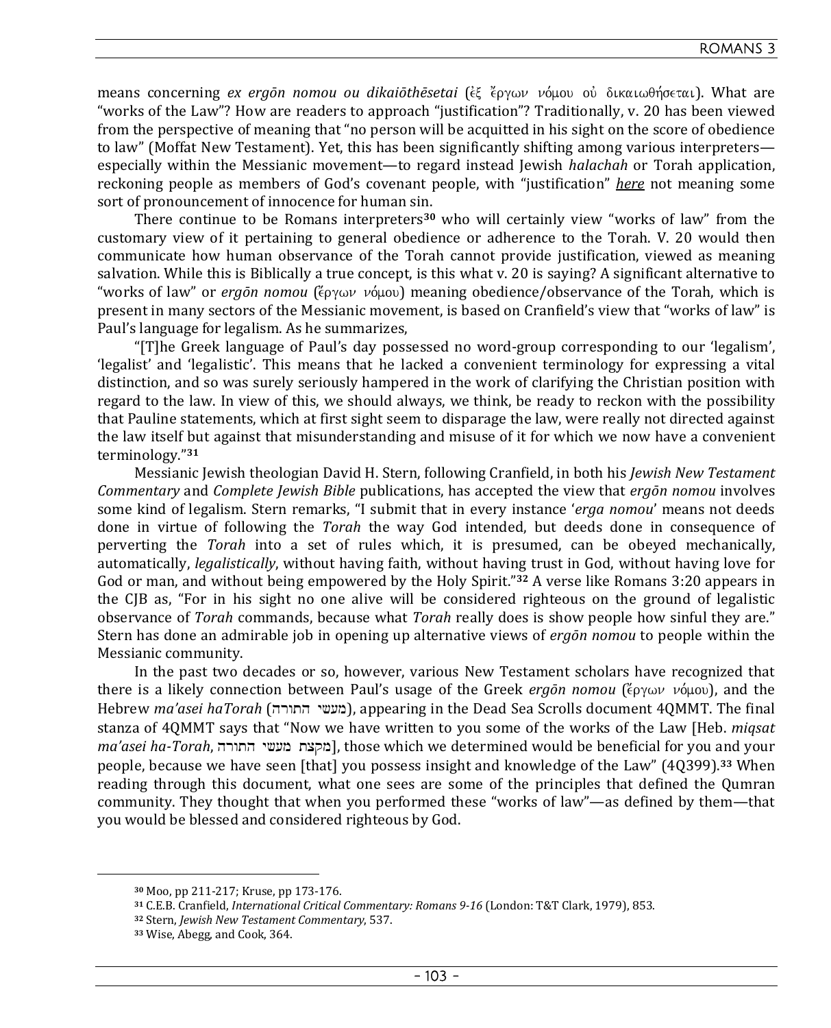means concerning *ex ergōn nomou ou dikaiōthēsetai* (ἐξ ἔργων νόμου οὐ δικαιωθήσεται). What are "works of the Law"? How are readers to approach "justification"? Traditionally, v. 20 has been viewed from the perspective of meaning that "no person will be acquitted in his sight on the score of obedience to law" (Moffat New Testament). Yet, this has been significantly shifting among various interpreters—especially within the Messianic movement—to regard instead Jewish *halachah* or Torah application, reckoning people as members of God's covenant people, with "justification" ***here*** not meaning some sort of pronouncement of innocence for human sin.

There continue to be Romans interpreters[30] who will certainly view "works of law" from the customary view of it pertaining to general obedience or adherence to the Torah. V. 20 would then communicate how human observance of the Torah cannot provide justification, viewed as meaning salvation. While this is Biblically a true concept, is this what v. 20 is saying? A significant alternative to "works of law" or *ergōn nomou* (ἔργων νόμου) meaning obedience/observance of the Torah, which is present in many sectors of the Messianic movement, is based on Cranfield's view that "works of law" is Paul's language for legalism. As he summarizes,

"[T]he Greek language of Paul's day possessed no word-group corresponding to our 'legalism', 'legalist' and 'legalistic'. This means that he lacked a convenient terminology for expressing a vital distinction, and so was surely seriously hampered in the work of clarifying the Christian position with regard to the law. In view of this, we should always, we think, be ready to reckon with the possibility that Pauline statements, which at first sight seem to disparage the law, were really not directed against the law itself but against that misunderstanding and misuse of it for which we now have a convenient terminology."[31]

Messianic Jewish theologian David H. Stern, following Cranfield, in both his *Jewish New Testament Commentary* and *Complete Jewish Bible* publications, has accepted the view that *ergōn nomou* involves some kind of legalism. Stern remarks, "I submit that in every instance '*erga nomou*' means not deeds done in virtue of following the *Torah* the way God intended, but deeds done in consequence of perverting the *Torah* into a set of rules which, it is presumed, can be obeyed mechanically, automatically, *legalistically*, without having faith, without having trust in God, without having love for God or man, and without being empowered by the Holy Spirit."[32] A verse like Romans 3:20 appears in the CJB as, "For in his sight no one alive will be considered righteous on the ground of legalistic observance of *Torah* commands, because what *Torah* really does is show people how sinful they are." Stern has done an admirable job in opening up alternative views of *ergōn nomou* to people within the Messianic community.

In the past two decades or so, however, various New Testament scholars have recognized that there is a likely connection between Paul's usage of the Greek *ergōn nomou* (ἔργων νόμου), and the Hebrew *ma'asei haTorah* (מעשי התורה), appearing in the Dead Sea Scrolls document 4QMMT. The final stanza of 4QMMT says that "Now we have written to you some of the works of the Law [Heb. *miqsat ma'asei ha-Torah*, מקצת מעשי התורה], those which we determined would be beneficial for you and your people, because we have seen [that] you possess insight and knowledge of the Law" (4Q399).[33] When reading through this document, what one sees are some of the principles that defined the Qumran community. They thought that when you performed these "works of law"—as defined by them—that you would be blessed and considered righteous by God.

---

[30] Moo, pp 211-217; Kruse, pp 173-176.

[31] C.E.B. Cranfield, *International Critical Commentary: Romans 9-16* (London: T&T Clark, 1979), 853.

[32] Stern, *Jewish New Testament Commentary*, 537.

[33] Wise, Abegg, and Cook, 364.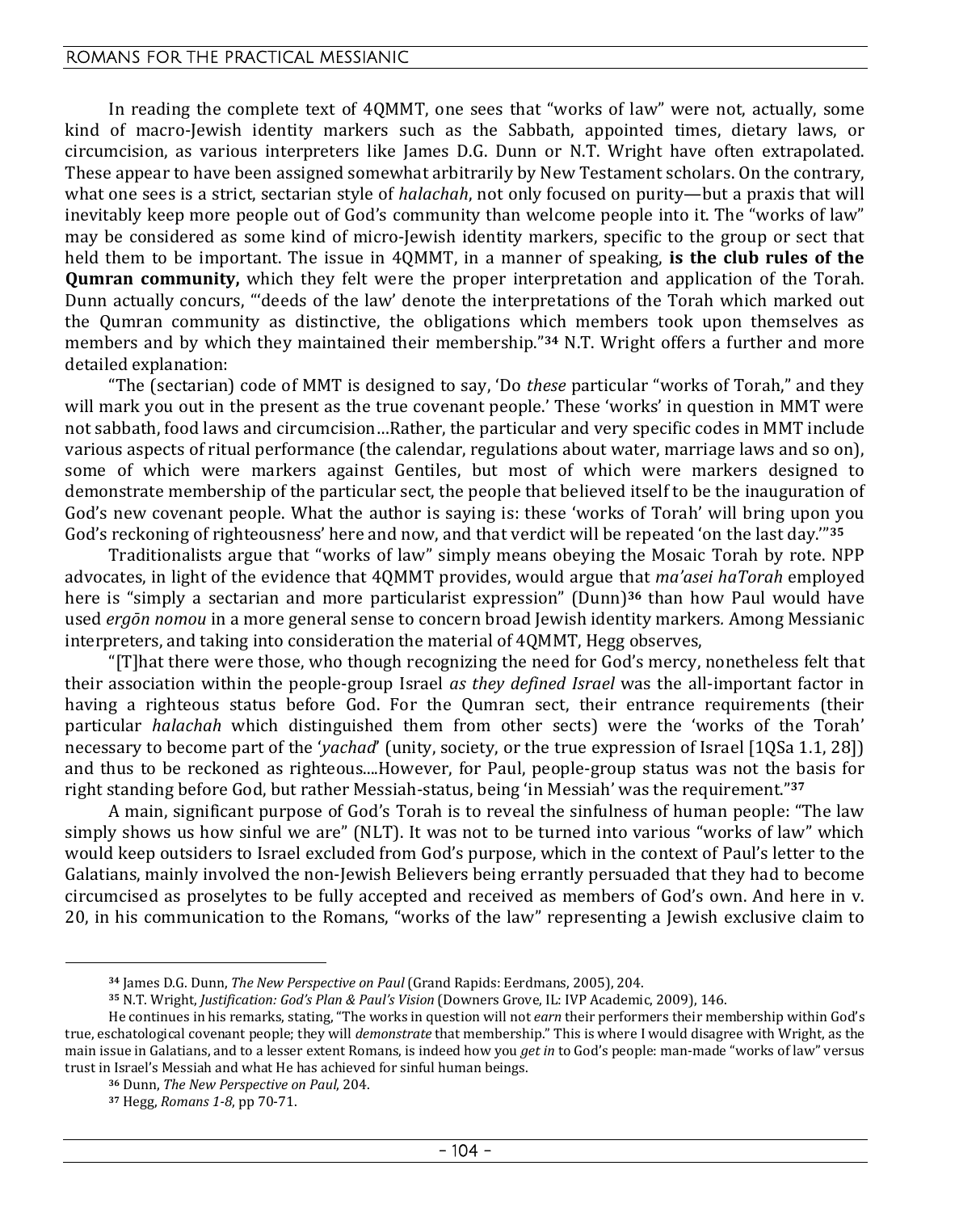In reading the complete text of 4QMMT, one sees that "works of law" were not, actually, some kind of macro-Jewish identity markers such as the Sabbath, appointed times, dietary laws, or circumcision, as various interpreters like James D.G. Dunn or N.T. Wright have often extrapolated. These appear to have been assigned somewhat arbitrarily by New Testament scholars. On the contrary, what one sees is a strict, sectarian style of *halachah*, not only focused on purity—but a praxis that will inevitably keep more people out of God's community than welcome people into it. The "works of law" may be considered as some kind of micro-Jewish identity markers, specific to the group or sect that held them to be important. The issue in 4QMMT, in a manner of speaking, **is the club rules of the Qumran community,** which they felt were the proper interpretation and application of the Torah. Dunn actually concurs, "'deeds of the law' denote the interpretations of the Torah which marked out the Qumran community as distinctive, the obligations which members took upon themselves as members and by which they maintained their membership."[34] N.T. Wright offers a further and more detailed explanation:

"The (sectarian) code of MMT is designed to say, 'Do *these* particular "works of Torah," and they will mark you out in the present as the true covenant people.' These 'works' in question in MMT were not sabbath, food laws and circumcision…Rather, the particular and very specific codes in MMT include various aspects of ritual performance (the calendar, regulations about water, marriage laws and so on), some of which were markers against Gentiles, but most of which were markers designed to demonstrate membership of the particular sect, the people that believed itself to be the inauguration of God's new covenant people. What the author is saying is: these 'works of Torah' will bring upon you God's reckoning of righteousness' here and now, and that verdict will be repeated 'on the last day.'"[35]

Traditionalists argue that "works of law" simply means obeying the Mosaic Torah by rote. NPP advocates, in light of the evidence that 4QMMT provides, would argue that *ma'asei haTorah* employed here is "simply a sectarian and more particularist expression" (Dunn)[36] than how Paul would have used *ergōn nomou* in a more general sense to concern broad Jewish identity markers. Among Messianic interpreters, and taking into consideration the material of 4QMMT, Hegg observes,

"[T]hat there were those, who though recognizing the need for God's mercy, nonetheless felt that their association within the people-group Israel *as they defined Israel* was the all-important factor in having a righteous status before God. For the Qumran sect, their entrance requirements (their particular *halachah* which distinguished them from other sects) were the 'works of the Torah' necessary to become part of the '*yachad*' (unity, society, or the true expression of Israel [1QSa 1.1, 28]) and thus to be reckoned as righteous....However, for Paul, people-group status was not the basis for right standing before God, but rather Messiah-status, being 'in Messiah' was the requirement."[37]

A main, significant purpose of God's Torah is to reveal the sinfulness of human people: "The law simply shows us how sinful we are" (NLT). It was not to be turned into various "works of law" which would keep outsiders to Israel excluded from God's purpose, which in the context of Paul's letter to the Galatians, mainly involved the non-Jewish Believers being errantly persuaded that they had to become circumcised as proselytes to be fully accepted and received as members of God's own. And here in v. 20, in his communication to the Romans, "works of the law" representing a Jewish exclusive claim to

---

[34] James D.G. Dunn, *The New Perspective on Paul* (Grand Rapids: Eerdmans, 2005), 204.

[35] N.T. Wright, *Justification: God's Plan & Paul's Vision* (Downers Grove, IL: IVP Academic, 2009), 146.

He continues in his remarks, stating, "The works in question will not *earn* their performers their membership within God's true, eschatological covenant people; they will *demonstrate* that membership." This is where I would disagree with Wright, as the main issue in Galatians, and to a lesser extent Romans, is indeed how you *get in* to God's people: man-made "works of law" versus trust in Israel's Messiah and what He has achieved for sinful human beings.

[36] Dunn, *The New Perspective on Paul*, 204.

[37] Hegg, *Romans 1-8*, pp 70-71.